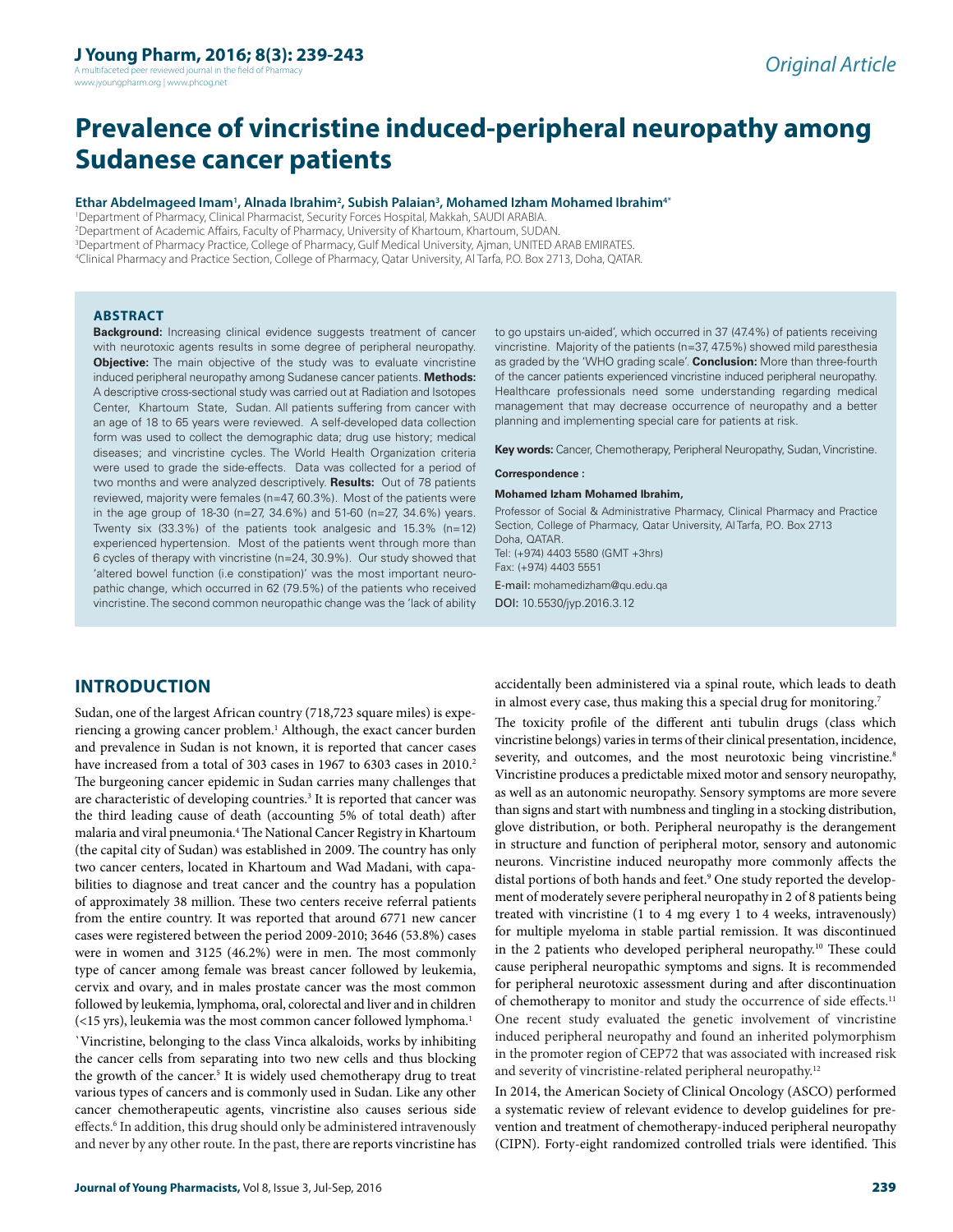Original Article

# Prevalence of vincristine induced-peripheral neuropathy among Sudanese cancer patients

**Ethar Abdelmageed Imam[1], Alnada Ibrahim[2], Subish Palaian[3], Mohamed Izham Mohamed Ibrahim[4*]**

[1]Department of Pharmacy, Clinical Pharmacist, Security Forces Hospital, Makkah, SAUDI ARABIA.
[2]Department of Academic Affairs, Faculty of Pharmacy, University of Khartoum, Khartoum, SUDAN.
[3]Department of Pharmacy Practice, College of Pharmacy, Gulf Medical University, Ajman, UNITED ARAB EMIRATES.
[4]Clinical Pharmacy and Practice Section, College of Pharmacy, Qatar University, Al Tarfa, P.O. Box 2713, Doha, QATAR.

## ABSTRACT

**Background:** Increasing clinical evidence suggests treatment of cancer with neurotoxic agents results in some degree of peripheral neuropathy. **Objective:** The main objective of the study was to evaluate vincristine induced peripheral neuropathy among Sudanese cancer patients. **Methods:** A descriptive cross-sectional study was carried out at Radiation and Isotopes Center, Khartoum State, Sudan. All patients suffering from cancer with an age of 18 to 65 years were reviewed. A self-developed data collection form was used to collect the demographic data; drug use history; medical diseases; and vincristine cycles. The World Health Organization criteria were used to grade the side-effects. Data was collected for a period of two months and were analyzed descriptively. **Results:** Out of 78 patients reviewed, majority were females (n=47, 60.3%). Most of the patients were in the age group of 18-30 (n=27, 34.6%) and 51-60 (n=27, 34.6%) years. Twenty six (33.3%) of the patients took analgesic and 15.3% (n=12) experienced hypertension. Most of the patients went through more than 6 cycles of therapy with vincristine (n=24, 30.9%). Our study showed that 'altered bowel function (i.e constipation)' was the most important neuropathic change, which occurred in 62 (79.5%) of the patients who received vincristine. The second common neuropathic change was the 'lack of ability to go upstairs un-aided', which occurred in 37 (47.4%) of patients receiving vincristine. Majority of the patients (n=37, 47.5%) showed mild paresthesia as graded by the 'WHO grading scale'. **Conclusion:** More than three-fourth of the cancer patients experienced vincristine induced peripheral neuropathy. Healthcare professionals need some understanding regarding medical management that may decrease occurrence of neuropathy and a better planning and implementing special care for patients at risk.

**Key words:** Cancer, Chemotherapy, Peripheral Neuropathy, Sudan, Vincristine.

**Correspondence :**

**Mohamed Izham Mohamed Ibrahim,**

Professor of Social & Administrative Pharmacy, Clinical Pharmacy and Practice Section, College of Pharmacy, Qatar University, Al Tarfa, P.O. Box 2713 Doha, QATAR.
Tel: (+974) 4403 5580 (GMT +3hrs)
Fax: (+974) 4403 5551
E-mail: mohamedizham@qu.edu.qa
DOI: 10.5530/jyp.2016.3.12

## INTRODUCTION

Sudan, one of the largest African country (718,723 square miles) is experiencing a growing cancer problem.[1] Although, the exact cancer burden and prevalence in Sudan is not known, it is reported that cancer cases have increased from a total of 303 cases in 1967 to 6303 cases in 2010.[2] The burgeoning cancer epidemic in Sudan carries many challenges that are characteristic of developing countries.[3] It is reported that cancer was the third leading cause of death (accounting 5% of total death) after malaria and viral pneumonia.[4] The National Cancer Registry in Khartoum (the capital city of Sudan) was established in 2009. The country has only two cancer centers, located in Khartoum and Wad Madani, with capabilities to diagnose and treat cancer and the country has a population of approximately 38 million. These two centers receive referral patients from the entire country. It was reported that around 6771 new cancer cases were registered between the period 2009-2010; 3646 (53.8%) cases were in women and 3125 (46.2%) were in men. The most commonly type of cancer among female was breast cancer followed by leukemia, cervix and ovary, and in males prostate cancer was the most common followed by leukemia, lymphoma, oral, colorectal and liver and in children (<15 yrs), leukemia was the most common cancer followed lymphoma.[1]

`Vincristine, belonging to the class Vinca alkaloids, works by inhibiting the cancer cells from separating into two new cells and thus blocking the growth of the cancer.[5] It is widely used chemotherapy drug to treat various types of cancers and is commonly used in Sudan. Like any other cancer chemotherapeutic agents, vincristine also causes serious side effects.[6] In addition, this drug should only be administered intravenously and never by any other route. In the past, there are reports vincristine has accidentally been administered via a spinal route, which leads to death in almost every case, thus making this a special drug for monitoring.[7]

The toxicity profile of the different anti tubulin drugs (class which vincristine belongs) varies in terms of their clinical presentation, incidence, severity, and outcomes, and the most neurotoxic being vincristine.[8] Vincristine produces a predictable mixed motor and sensory neuropathy, as well as an autonomic neuropathy. Sensory symptoms are more severe than signs and start with numbness and tingling in a stocking distribution, glove distribution, or both. Peripheral neuropathy is the derangement in structure and function of peripheral motor, sensory and autonomic neurons. Vincristine induced neuropathy more commonly affects the distal portions of both hands and feet.[9] One study reported the development of moderately severe peripheral neuropathy in 2 of 8 patients being treated with vincristine (1 to 4 mg every 1 to 4 weeks, intravenously) for multiple myeloma in stable partial remission. It was discontinued in the 2 patients who developed peripheral neuropathy.[10] These could cause peripheral neuropathic symptoms and signs. It is recommended for peripheral neurotoxic assessment during and after discontinuation of chemotherapy to monitor and study the occurrence of side effects.[11] One recent study evaluated the genetic involvement of vincristine induced peripheral neuropathy and found an inherited polymorphism in the promoter region of CEP72 that was associated with increased risk and severity of vincristine-related peripheral neuropathy.[12]

In 2014, the American Society of Clinical Oncology (ASCO) performed a systematic review of relevant evidence to develop guidelines for prevention and treatment of chemotherapy-induced peripheral neuropathy (CIPN). Forty-eight randomized controlled trials were identified. This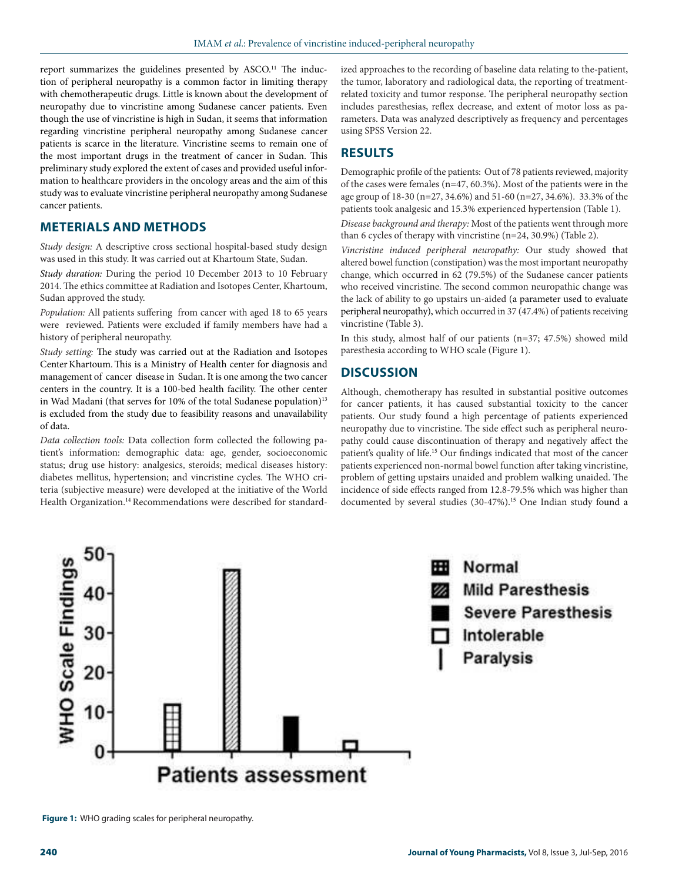report summarizes the guidelines presented by ASCO.[11] The induction of peripheral neuropathy is a common factor in limiting therapy with chemotherapeutic drugs. Little is known about the development of neuropathy due to vincristine among Sudanese cancer patients. Even though the use of vincristine is high in Sudan, it seems that information regarding vincristine peripheral neuropathy among Sudanese cancer patients is scarce in the literature. Vincristine seems to remain one of the most important drugs in the treatment of cancer in Sudan. This preliminary study explored the extent of cases and provided useful information to healthcare providers in the oncology areas and the aim of this study was to evaluate vincristine peripheral neuropathy among Sudanese cancer patients.

## METERIALS AND METHODS

*Study design:* A descriptive cross sectional hospital-based study design was used in this study. It was carried out at Khartoum State, Sudan.

*Study duration:* During the period 10 December 2013 to 10 February 2014. The ethics committee at Radiation and Isotopes Center, Khartoum, Sudan approved the study.

*Population:* All patients suffering from cancer with aged 18 to 65 years were reviewed. Patients were excluded if family members have had a history of peripheral neuropathy.

*Study setting:* The study was carried out at the Radiation and Isotopes Center Khartoum. This is a Ministry of Health center for diagnosis and management of cancer disease in Sudan. It is one among the two cancer centers in the country. It is a 100-bed health facility. The other center in Wad Madani (that serves for 10% of the total Sudanese population)[13] is excluded from the study due to feasibility reasons and unavailability of data.

*Data collection tools:* Data collection form collected the following patient's information: demographic data: age, gender, socioeconomic status; drug use history: analgesics, steroids; medical diseases history: diabetes mellitus, hypertension; and vincristine cycles. The WHO criteria (subjective measure) were developed at the initiative of the World Health Organization.[14] Recommendations were described for standardized approaches to the recording of baseline data relating to the-patient, the tumor, laboratory and radiological data, the reporting of treatment-related toxicity and tumor response. The peripheral neuropathy section includes paresthesias, reflex decrease, and extent of motor loss as parameters. Data was analyzed descriptively as frequency and percentages using SPSS Version 22.

## RESULTS

Demographic profile of the patients: Out of 78 patients reviewed, majority of the cases were females (n=47, 60.3%). Most of the patients were in the age group of 18-30 (n=27, 34.6%) and 51-60 (n=27, 34.6%). 33.3% of the patients took analgesic and 15.3% experienced hypertension (Table 1).

*Disease background and therapy:* Most of the patients went through more than 6 cycles of therapy with vincristine (n=24, 30.9%) (Table 2).

*Vincristine induced peripheral neuropathy:* Our study showed that altered bowel function (constipation) was the most important neuropathy change, which occurred in 62 (79.5%) of the Sudanese cancer patients who received vincristine. The second common neuropathic change was the lack of ability to go upstairs un-aided (a parameter used to evaluate peripheral neuropathy), which occurred in 37 (47.4%) of patients receiving vincristine (Table 3).

In this study, almost half of our patients (n=37; 47.5%) showed mild paresthesia according to WHO scale (Figure 1).

## DISCUSSION

Although, chemotherapy has resulted in substantial positive outcomes for cancer patients, it has caused substantial toxicity to the cancer patients. Our study found a high percentage of patients experienced neuropathy due to vincristine. The side effect such as peripheral neuropathy could cause discontinuation of therapy and negatively affect the patient's quality of life.[15] Our findings indicated that most of the cancer patients experienced non-normal bowel function after taking vincristine, problem of getting upstairs unaided and problem walking unaided. The incidence of side effects ranged from 12.8-79.5% which was higher than documented by several studies (30-47%).[15] One Indian study found a

**Figure 1:** WHO grading scales for peripheral neuropathy.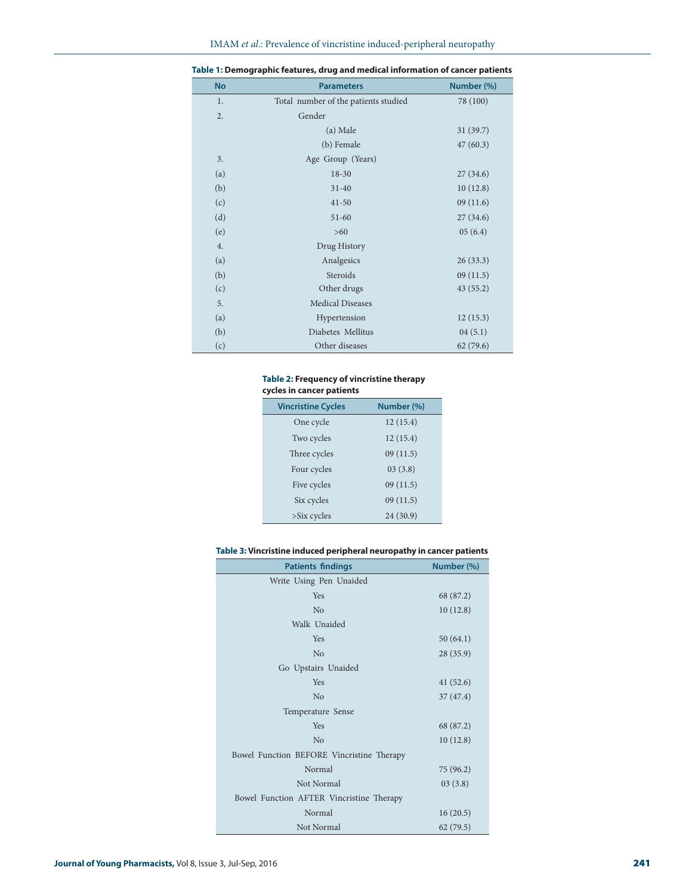**Table 1: Demographic features, drug and medical information of cancer patients**

| No | Parameters | Number (%) |
|---|---|---|
| 1. | Total number of the patients studied | 78 (100) |
| 2. | Gender | |
| | (a) Male | 31 (39.7) |
| | (b) Female | 47 (60.3) |
| 3. | Age Group (Years) | |
| (a) | 18-30 | 27 (34.6) |
| (b) | 31-40 | 10 (12.8) |
| (c) | 41-50 | 09 (11.6) |
| (d) | 51-60 | 27 (34.6) |
| (e) | >60 | 05 (6.4) |
| 4. | Drug History | |
| (a) | Analgesics | 26 (33.3) |
| (b) | Steroids | 09 (11.5) |
| (c) | Other drugs | 43 (55.2) |
| 5. | Medical Diseases | |
| (a) | Hypertension | 12 (15.3) |
| (b) | Diabetes Mellitus | 04 (5.1) |
| (c) | Other diseases | 62 (79.6) |

**Table 2: Frequency of vincristine therapy cycles in cancer patients**

| Vincristine Cycles | Number (%) |
|---|---|
| One cycle | 12 (15.4) |
| Two cycles | 12 (15.4) |
| Three cycles | 09 (11.5) |
| Four cycles | 03 (3.8) |
| Five cycles | 09 (11.5) |
| Six cycles | 09 (11.5) |
| >Six cycles | 24 (30.9) |

**Table 3: Vincristine induced peripheral neuropathy in cancer patients**

| Patients findings | Number (%) |
|---|---|
| Write Using Pen Unaided | |
| Yes | 68 (87.2) |
| No | 10 (12.8) |
| Walk Unaided | |
| Yes | 50 (64.1) |
| No | 28 (35.9) |
| Go Upstairs Unaided | |
| Yes | 41 (52.6) |
| No | 37 (47.4) |
| Temperature Sense | |
| Yes | 68 (87.2) |
| No | 10 (12.8) |
| Bowel Function BEFORE Vincristine Therapy | |
| Normal | 75 (96.2) |
| Not Normal | 03 (3.8) |
| Bowel Function AFTER Vincristine Therapy | |
| Normal | 16 (20.5) |
| Not Normal | 62 (79.5) |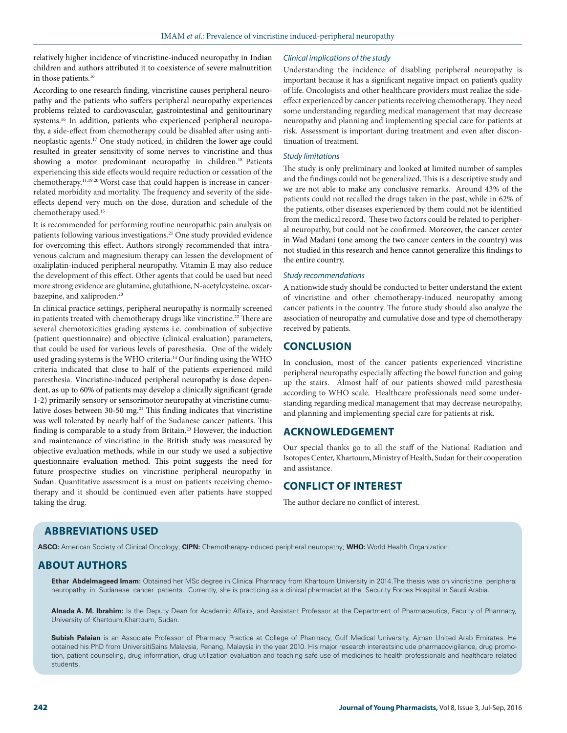relatively higher incidence of vincristine-induced neuropathy in Indian children and authors attributed it to coexistence of severe malnutrition in those patients.[16]

According to one research finding, vincristine causes peripheral neuropathy and the patients who suffers peripheral neuropathy experiences problems related to cardiovascular, gastrointestinal and genitourinary systems.[16] In addition, patients who experienced peripheral neuropathy, a side-effect from chemotherapy could be disabled after using antineoplastic agents.[17] One study noticed, in children the lower age could resulted in greater sensitivity of some nerves to vincristine and thus showing a motor predominant neuropathy in children.[18] Patients experiencing this side effects would require reduction or cessation of the chemotherapy.[11,19,20] Worst case that could happen is increase in cancer-related morbidity and mortality. The frequency and severity of the side-effects depend very much on the dose, duration and schedule of the chemotherapy used.[15]

It is recommended for performing routine neuropathic pain analysis on patients following various investigations.[21] One study provided evidence for overcoming this effect. Authors strongly recommended that intravenous calcium and magnesium therapy can lessen the development of oxaliplatin-induced peripheral neuropathy. Vitamin E may also reduce the development of this effect. Other agents that could be used but need more strong evidence are glutamine, glutathione, N-acetylcysteine, oxcarbazepine, and xaliproden.[20]

In clinical practice settings, peripheral neuropathy is normally screened in patients treated with chemotherapy drugs like vincristine.[22] There are several chemotoxicities grading systems i.e. combination of subjective (patient questionnaire) and objective (clinical evaluation) parameters, that could be used for various levels of paresthesia. One of the widely used grading systems is the WHO criteria.[14] Our finding using the WHO criteria indicated that close to half of the patients experienced mild paresthesia. Vincristine-induced peripheral neuropathy is dose dependent, as up to 60% of patients may develop a clinically significant (grade 1-2) primarily sensory or sensorimotor neuropathy at vincristine cumulative doses between 30-50 mg.[21] This finding indicates that vincristine was well tolerated by nearly half of the Sudanese cancer patients. This finding is comparable to a study from Britain.[23] However, the induction and maintenance of vincristine in the British study was measured by objective evaluation methods, while in our study we used a subjective questionnaire evaluation method. This point suggests the need for future prospective studies on vincristine peripheral neuropathy in Sudan. Quantitative assessment is a must on patients receiving chemotherapy and it should be continued even after patients have stopped taking the drug.

### *Clinical implications of the study*

Understanding the incidence of disabling peripheral neuropathy is important because it has a significant negative impact on patient's quality of life. Oncologists and other healthcare providers must realize the side-effect experienced by cancer patients receiving chemotherapy. They need some understanding regarding medical management that may decrease neuropathy and planning and implementing special care for patients at risk. Assessment is important during treatment and even after discontinuation of treatment.

### *Study limitations*

The study is only preliminary and looked at limited number of samples and the findings could not be generalized. This is a descriptive study and we are not able to make any conclusive remarks. Around 43% of the patients could not recalled the drugs taken in the past, while in 62% of the patients, other diseases experienced by them could not be identified from the medical record. These two factors could be related to peripheral neuropathy, but could not be confirmed. Moreover, the cancer center in Wad Madani (one among the two cancer centers in the country) was not studied in this research and hence cannot generalize this findings to the entire country.

### *Study recommendations*

A nationwide study should be conducted to better understand the extent of vincristine and other chemotherapy-induced neuropathy among cancer patients in the country. The future study should also analyze the association of neuropathy and cumulative dose and type of chemotherapy received by patients.

## CONCLUSION

In conclusion, most of the cancer patients experienced vincristine peripheral neuropathy especially affecting the bowel function and going up the stairs. Almost half of our patients showed mild paresthesia according to WHO scale. Healthcare professionals need some understanding regarding medical management that may decrease neuropathy, and planning and implementing special care for patients at risk.

## ACKNOWLEDGEMENT

Our special thanks go to all the staff of the National Radiation and Isotopes Center, Khartoum, Ministry of Health, Sudan for their cooperation and assistance.

## CONFLICT OF INTEREST

The author declare no conflict of interest.

## ABBREVIATIONS USED

**ASCO:** American Society of Clinical Oncology; **CIPN:** Chemotherapy-induced peripheral neuropathy; **WHO:** World Health Organization.

## ABOUT AUTHORS

**Ethar Abdelmageed Imam:** Obtained her MSc degree in Clinical Pharmacy from Khartoum University in 2014.The thesis was on vincristine peripheral neuropathy in Sudanese cancer patients. Currently, she is practicing as a clinical pharmacist at the Security Forces Hospital in Saudi Arabia.

**Alnada A. M. Ibrahim:** Is the Deputy Dean for Academic Affairs, and Assistant Professor at the Department of Pharmaceutics, Faculty of Pharmacy, University of Khartoum,Khartoum, Sudan.

**Subish Palaian** is an Associate Professor of Pharmacy Practice at College of Pharmacy, Gulf Medical University, Ajman United Arab Emirates. He obtained his PhD from UniversitiSains Malaysia, Penang, Malaysia in the year 2010. His major research interestsinclude pharmacovigilance, drug promotion, patient counseling, drug information, drug utilization evaluation and teaching safe use of medicines to health professionals and healthcare related students.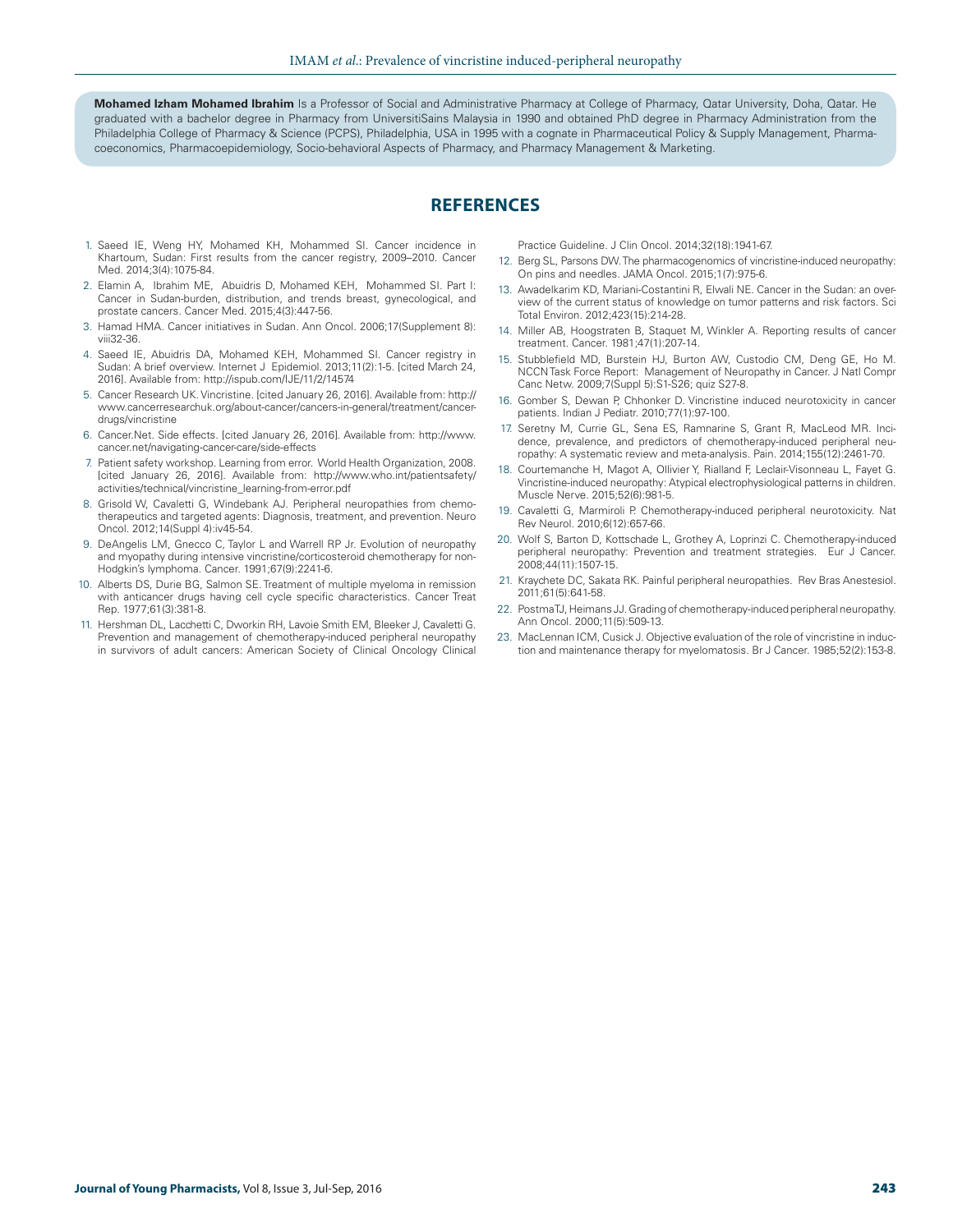**Mohamed Izham Mohamed Ibrahim** Is a Professor of Social and Administrative Pharmacy at College of Pharmacy, Qatar University, Doha, Qatar. He graduated with a bachelor degree in Pharmacy from UniversitiSains Malaysia in 1990 and obtained PhD degree in Pharmacy Administration from the Philadelphia College of Pharmacy & Science (PCPS), Philadelphia, USA in 1995 with a cognate in Pharmaceutical Policy & Supply Management, Pharmacoeconomics, Pharmacoepidemiology, Socio-behavioral Aspects of Pharmacy, and Pharmacy Management & Marketing.

## REFERENCES

1. Saeed IE, Weng HY, Mohamed KH, Mohammed SI. Cancer incidence in Khartoum, Sudan: First results from the cancer registry, 2009–2010. Cancer Med. 2014;3(4):1075-84.
2. Elamin A, Ibrahim ME, Abuidris D, Mohamed KEH, Mohammed SI. Part I: Cancer in Sudan-burden, distribution, and trends breast, gynecological, and prostate cancers. Cancer Med. 2015;4(3):447-56.
3. Hamad HMA. Cancer initiatives in Sudan. Ann Oncol. 2006;17(Supplement 8): viii32-36.
4. Saeed IE, Abuidris DA, Mohamed KEH, Mohammed SI. Cancer registry in Sudan: A brief overview. Internet J Epidemiol. 2013;11(2):1-5. [cited March 24, 2016]. Available from: http://ispub.com/IJE/11/2/14574
5. Cancer Research UK. Vincristine. [cited January 26, 2016]. Available from: http://www.cancerresearchuk.org/about-cancer/cancers-in-general/treatment/cancer-drugs/vincristine
6. Cancer.Net. Side effects. [cited January 26, 2016]. Available from: http://www.cancer.net/navigating-cancer-care/side-effects
7. Patient safety workshop. Learning from error. World Health Organization, 2008. [cited January 26, 2016]. Available from: http://www.who.int/patientsafety/activities/technical/vincristine_learning-from-error.pdf
8. Grisold W, Cavaletti G, Windebank AJ. Peripheral neuropathies from chemotherapeutics and targeted agents: Diagnosis, treatment, and prevention. Neuro Oncol. 2012;14(Suppl 4):iv45-54.
9. DeAngelis LM, Gnecco C, Taylor L and Warrell RP Jr. Evolution of neuropathy and myopathy during intensive vincristine/corticosteroid chemotherapy for non-Hodgkin's lymphoma. Cancer. 1991;67(9):2241-6.
10. Alberts DS, Durie BG, Salmon SE. Treatment of multiple myeloma in remission with anticancer drugs having cell cycle specific characteristics. Cancer Treat Rep. 1977;61(3):381-8.
11. Hershman DL, Lacchetti C, Dworkin RH, Lavoie Smith EM, Bleeker J, Cavaletti G. Prevention and management of chemotherapy-induced peripheral neuropathy in survivors of adult cancers: American Society of Clinical Oncology Clinical Practice Guideline. J Clin Oncol. 2014;32(18):1941-67.
12. Berg SL, Parsons DW. The pharmacogenomics of vincristine-induced neuropathy: On pins and needles. JAMA Oncol. 2015;1(7):975-6.
13. Awadelkarim KD, Mariani-Costantini R, Elwali NE. Cancer in the Sudan: an overview of the current status of knowledge on tumor patterns and risk factors. Sci Total Environ. 2012;423(15):214-28.
14. Miller AB, Hoogstraten B, Staquet M, Winkler A. Reporting results of cancer treatment. Cancer. 1981;47(1):207-14.
15. Stubblefield MD, Burstein HJ, Burton AW, Custodio CM, Deng GE, Ho M. NCCN Task Force Report: Management of Neuropathy in Cancer. J Natl Compr Canc Netw. 2009;7(Suppl 5):S1-S26; quiz S27-8.
16. Gomber S, Dewan P, Chhonker D. Vincristine induced neurotoxicity in cancer patients. Indian J Pediatr. 2010;77(1):97-100.
17. Seretny M, Currie GL, Sena ES, Ramnarine S, Grant R, MacLeod MR. Incidence, prevalence, and predictors of chemotherapy-induced peripheral neuropathy: A systematic review and meta-analysis. Pain. 2014;155(12):2461-70.
18. Courtemanche H, Magot A, Ollivier Y, Rialland F, Leclair-Visonneau L, Fayet G. Vincristine-induced neuropathy: Atypical electrophysiological patterns in children. Muscle Nerve. 2015;52(6):981-5.
19. Cavaletti G, Marmiroli P. Chemotherapy-induced peripheral neurotoxicity. Nat Rev Neurol. 2010;6(12):657-66.
20. Wolf S, Barton D, Kottschade L, Grothey A, Loprinzi C. Chemotherapy-induced peripheral neuropathy: Prevention and treatment strategies. Eur J Cancer. 2008;44(11):1507-15.
21. Kraychete DC, Sakata RK. Painful peripheral neuropathies. Rev Bras Anestesiol. 2011;61(5):641-58.
22. PostmaTJ, Heimans JJ. Grading of chemotherapy-induced peripheral neuropathy. Ann Oncol. 2000;11(5):509-13.
23. MacLennan ICM, Cusick J. Objective evaluation of the role of vincristine in induction and maintenance therapy for myelomatosis. Br J Cancer. 1985;52(2):153-8.